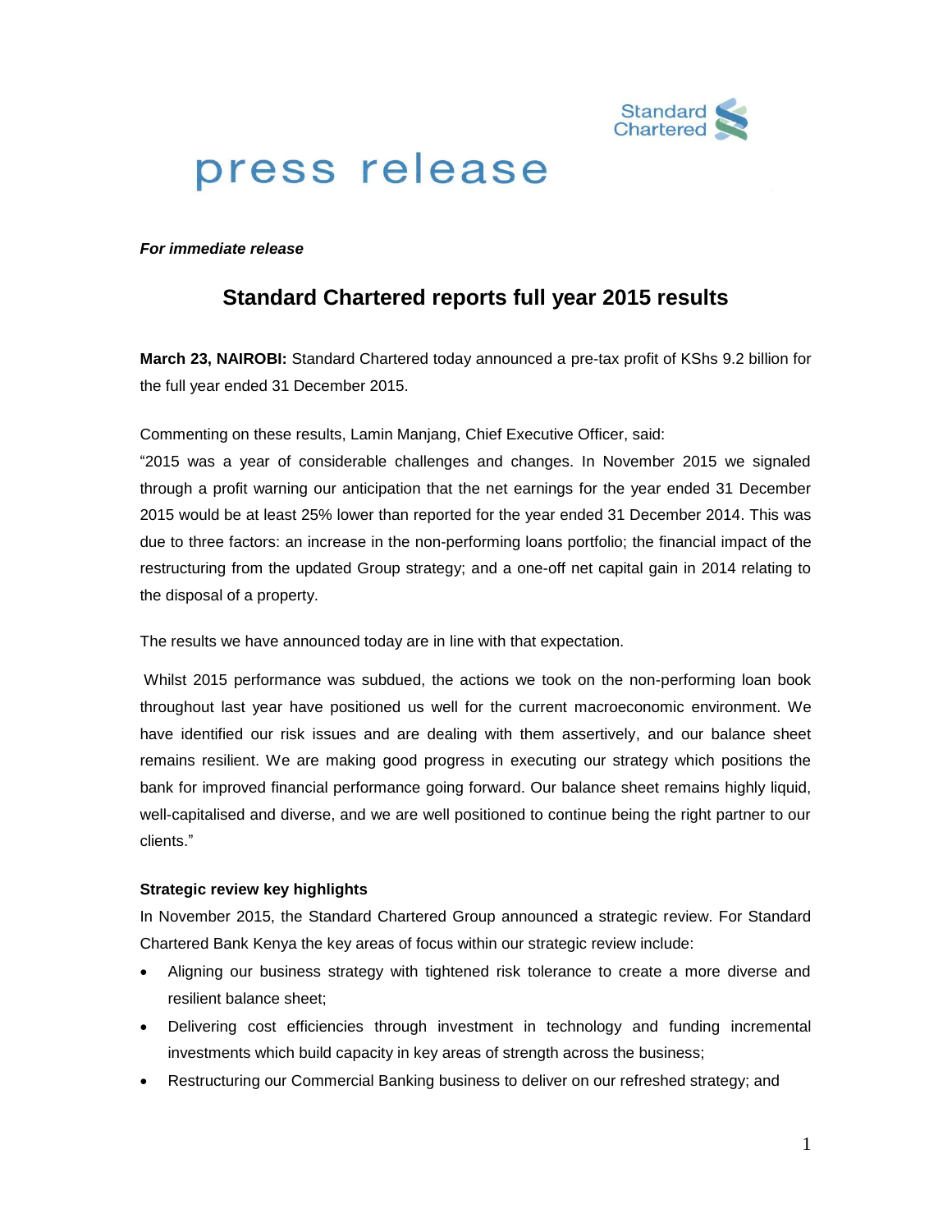Standard Chartered

# press release

***For immediate release***

## Standard Chartered reports full year 2015 results

**March 23, NAIROBI:** Standard Chartered today announced a pre-tax profit of KShs 9.2 billion for the full year ended 31 December 2015.

Commenting on these results, Lamin Manjang, Chief Executive Officer, said:
"2015 was a year of considerable challenges and changes. In November 2015 we signaled through a profit warning our anticipation that the net earnings for the year ended 31 December 2015 would be at least 25% lower than reported for the year ended 31 December 2014. This was due to three factors: an increase in the non-performing loans portfolio; the financial impact of the restructuring from the updated Group strategy; and a one-off net capital gain in 2014 relating to the disposal of a property.

The results we have announced today are in line with that expectation.

Whilst 2015 performance was subdued, the actions we took on the non-performing loan book throughout last year have positioned us well for the current macroeconomic environment. We have identified our risk issues and are dealing with them assertively, and our balance sheet remains resilient. We are making good progress in executing our strategy which positions the bank for improved financial performance going forward. Our balance sheet remains highly liquid, well-capitalised and diverse, and we are well positioned to continue being the right partner to our clients."

**Strategic review key highlights**

In November 2015, the Standard Chartered Group announced a strategic review. For Standard Chartered Bank Kenya the key areas of focus within our strategic review include:

- Aligning our business strategy with tightened risk tolerance to create a more diverse and resilient balance sheet;
- Delivering cost efficiencies through investment in technology and funding incremental investments which build capacity in key areas of strength across the business;
- Restructuring our Commercial Banking business to deliver on our refreshed strategy; and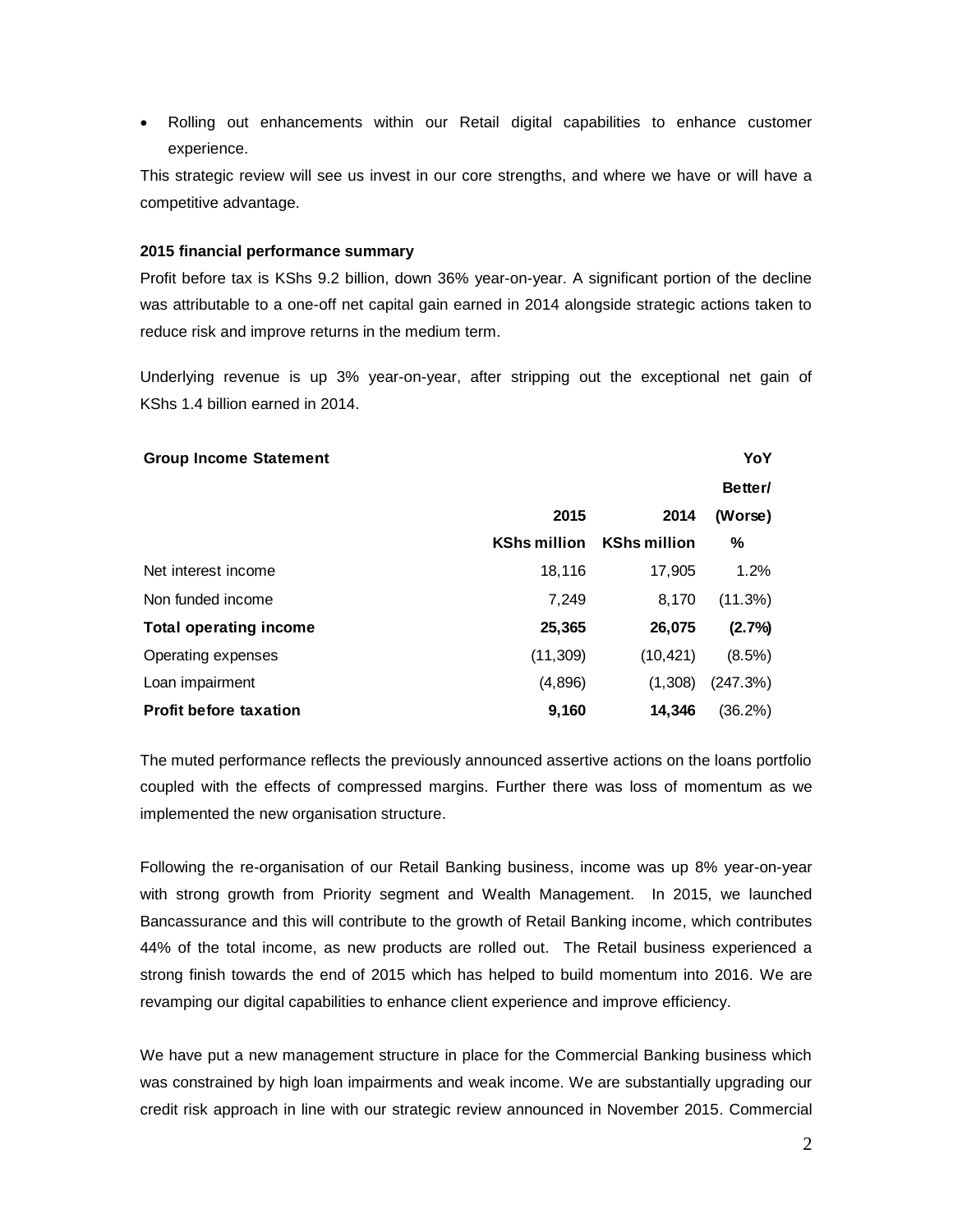- Rolling out enhancements within our Retail digital capabilities to enhance customer experience.

This strategic review will see us invest in our core strengths, and where we have or will have a competitive advantage.

**2015 financial performance summary**

Profit before tax is KShs 9.2 billion, down 36% year-on-year. A significant portion of the decline was attributable to a one-off net capital gain earned in 2014 alongside strategic actions taken to reduce risk and improve returns in the medium term.

Underlying revenue is up 3% year-on-year, after stripping out the exceptional net gain of KShs 1.4 billion earned in 2014.

| **Group Income Statement** | **2015** | **2014** | **YoY Better/ (Worse)** |
|---|---|---|---|
| | **KShs million** | **KShs million** | **%** |
| Net interest income | 18,116 | 17,905 | 1.2% |
| Non funded income | 7,249 | 8,170 | (11.3%) |
| **Total operating income** | **25,365** | **26,075** | **(2.7%)** |
| Operating expenses | (11,309) | (10,421) | (8.5%) |
| Loan impairment | (4,896) | (1,308) | (247.3%) |
| **Profit before taxation** | **9,160** | **14,346** | (36.2%) |

The muted performance reflects the previously announced assertive actions on the loans portfolio coupled with the effects of compressed margins. Further there was loss of momentum as we implemented the new organisation structure.

Following the re-organisation of our Retail Banking business, income was up 8% year-on-year with strong growth from Priority segment and Wealth Management. In 2015, we launched Bancassurance and this will contribute to the growth of Retail Banking income, which contributes 44% of the total income, as new products are rolled out. The Retail business experienced a strong finish towards the end of 2015 which has helped to build momentum into 2016. We are revamping our digital capabilities to enhance client experience and improve efficiency.

We have put a new management structure in place for the Commercial Banking business which was constrained by high loan impairments and weak income. We are substantially upgrading our credit risk approach in line with our strategic review announced in November 2015. Commercial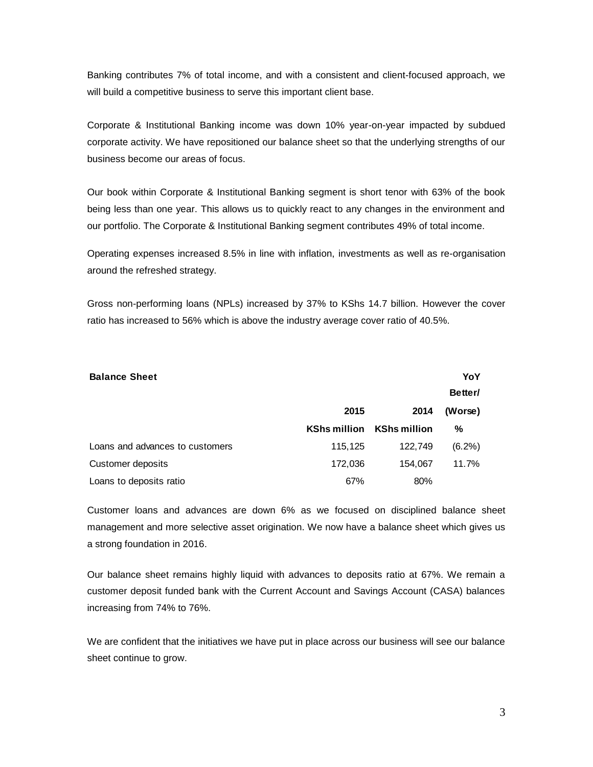Banking contributes 7% of total income, and with a consistent and client-focused approach, we will build a competitive business to serve this important client base.

Corporate & Institutional Banking income was down 10% year-on-year impacted by subdued corporate activity. We have repositioned our balance sheet so that the underlying strengths of our business become our areas of focus.

Our book within Corporate & Institutional Banking segment is short tenor with 63% of the book being less than one year. This allows us to quickly react to any changes in the environment and our portfolio. The Corporate & Institutional Banking segment contributes 49% of total income.

Operating expenses increased 8.5% in line with inflation, investments as well as re-organisation around the refreshed strategy.

Gross non-performing loans (NPLs) increased by 37% to KShs 14.7 billion. However the cover ratio has increased to 56% which is above the industry average cover ratio of 40.5%.

| **Balance Sheet** | **2015** | **2014** | **YoY Better/ (Worse)** |
|---|---|---|---|
| | **KShs million** | **KShs million** | **%** |
| Loans and advances to customers | 115,125 | 122,749 | (6.2%) |
| Customer deposits | 172,036 | 154,067 | 11.7% |
| Loans to deposits ratio | 67% | 80% | |

Customer loans and advances are down 6% as we focused on disciplined balance sheet management and more selective asset origination. We now have a balance sheet which gives us a strong foundation in 2016.

Our balance sheet remains highly liquid with advances to deposits ratio at 67%. We remain a customer deposit funded bank with the Current Account and Savings Account (CASA) balances increasing from 74% to 76%.

We are confident that the initiatives we have put in place across our business will see our balance sheet continue to grow.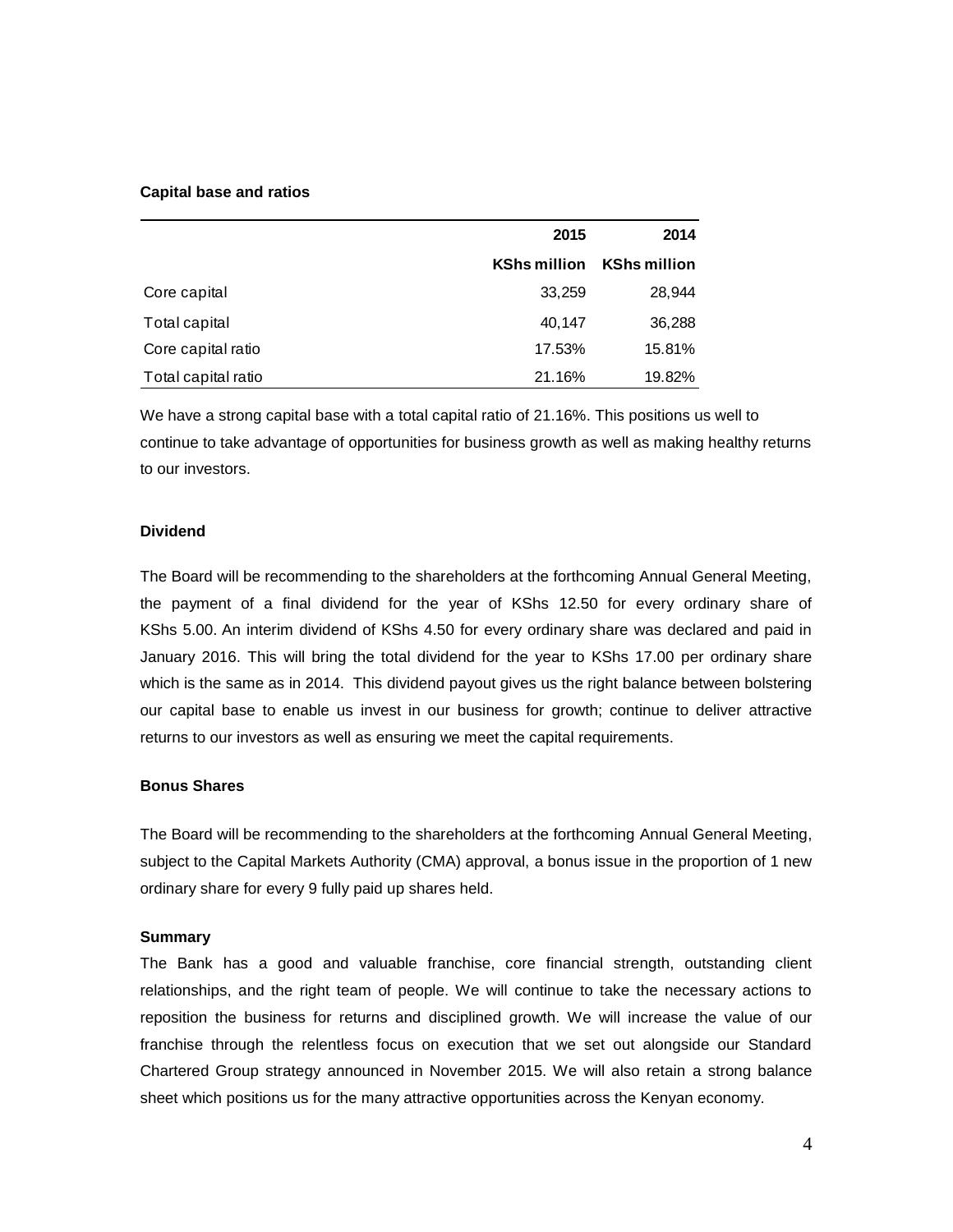**Capital base and ratios**

| | 2015 | 2014 |
|---|---|---|
| | **KShs million** | **KShs million** |
| Core capital | 33,259 | 28,944 |
| Total capital | 40,147 | 36,288 |
| Core capital ratio | 17.53% | 15.81% |
| Total capital ratio | 21.16% | 19.82% |

We have a strong capital base with a total capital ratio of 21.16%. This positions us well to continue to take advantage of opportunities for business growth as well as making healthy returns to our investors.

**Dividend**

The Board will be recommending to the shareholders at the forthcoming Annual General Meeting, the payment of a final dividend for the year of KShs 12.50 for every ordinary share of KShs 5.00. An interim dividend of KShs 4.50 for every ordinary share was declared and paid in January 2016. This will bring the total dividend for the year to KShs 17.00 per ordinary share which is the same as in 2014. This dividend payout gives us the right balance between bolstering our capital base to enable us invest in our business for growth; continue to deliver attractive returns to our investors as well as ensuring we meet the capital requirements.

**Bonus Shares**

The Board will be recommending to the shareholders at the forthcoming Annual General Meeting, subject to the Capital Markets Authority (CMA) approval, a bonus issue in the proportion of 1 new ordinary share for every 9 fully paid up shares held.

**Summary**

The Bank has a good and valuable franchise, core financial strength, outstanding client relationships, and the right team of people. We will continue to take the necessary actions to reposition the business for returns and disciplined growth. We will increase the value of our franchise through the relentless focus on execution that we set out alongside our Standard Chartered Group strategy announced in November 2015. We will also retain a strong balance sheet which positions us for the many attractive opportunities across the Kenyan economy.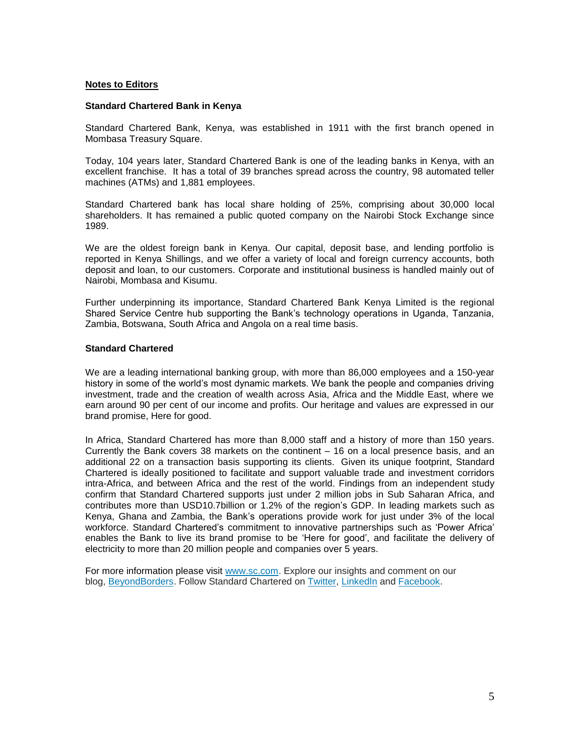## Notes to Editors

### Standard Chartered Bank in Kenya

Standard Chartered Bank, Kenya, was established in 1911 with the first branch opened in Mombasa Treasury Square.

Today, 104 years later, Standard Chartered Bank is one of the leading banks in Kenya, with an excellent franchise. It has a total of 39 branches spread across the country, 98 automated teller machines (ATMs) and 1,881 employees.

Standard Chartered bank has local share holding of 25%, comprising about 30,000 local shareholders. It has remained a public quoted company on the Nairobi Stock Exchange since 1989.

We are the oldest foreign bank in Kenya. Our capital, deposit base, and lending portfolio is reported in Kenya Shillings, and we offer a variety of local and foreign currency accounts, both deposit and loan, to our customers. Corporate and institutional business is handled mainly out of Nairobi, Mombasa and Kisumu.

Further underpinning its importance, Standard Chartered Bank Kenya Limited is the regional Shared Service Centre hub supporting the Bank's technology operations in Uganda, Tanzania, Zambia, Botswana, South Africa and Angola on a real time basis.

### Standard Chartered

We are a leading international banking group, with more than 86,000 employees and a 150-year history in some of the world's most dynamic markets. We bank the people and companies driving investment, trade and the creation of wealth across Asia, Africa and the Middle East, where we earn around 90 per cent of our income and profits. Our heritage and values are expressed in our brand promise, Here for good.

In Africa, Standard Chartered has more than 8,000 staff and a history of more than 150 years. Currently the Bank covers 38 markets on the continent – 16 on a local presence basis, and an additional 22 on a transaction basis supporting its clients. Given its unique footprint, Standard Chartered is ideally positioned to facilitate and support valuable trade and investment corridors intra-Africa, and between Africa and the rest of the world. Findings from an independent study confirm that Standard Chartered supports just under 2 million jobs in Sub Saharan Africa, and contributes more than USD10.7billion or 1.2% of the region's GDP. In leading markets such as Kenya, Ghana and Zambia, the Bank's operations provide work for just under 3% of the local workforce. Standard Chartered's commitment to innovative partnerships such as 'Power Africa' enables the Bank to live its brand promise to be 'Here for good', and facilitate the delivery of electricity to more than 20 million people and companies over 5 years.

For more information please visit www.sc.com. Explore our insights and comment on our blog, BeyondBorders. Follow Standard Chartered on Twitter, LinkedIn and Facebook.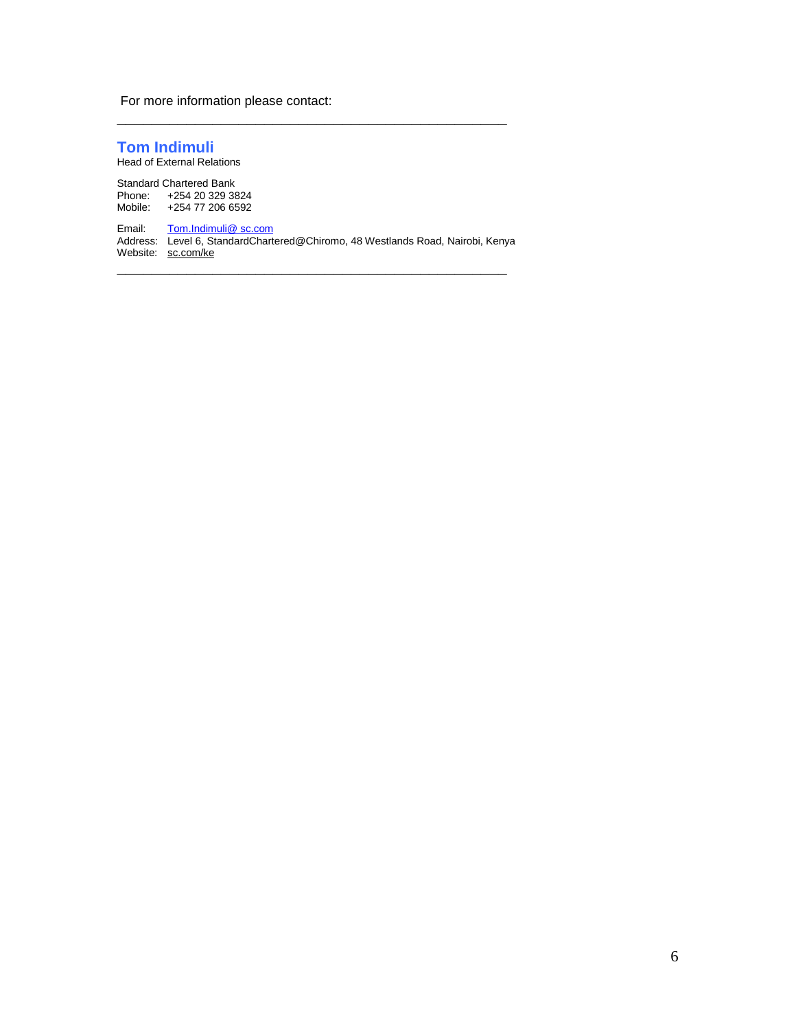For more information please contact:

---

**Tom Indimuli**
Head of External Relations

Standard Chartered Bank
Phone: +254 20 329 3824
Mobile: +254 77 206 6592

Email: Tom.Indimuli@ sc.com
Address: Level 6, StandardChartered@Chiromo, 48 Westlands Road, Nairobi, Kenya
Website: sc.com/ke

---